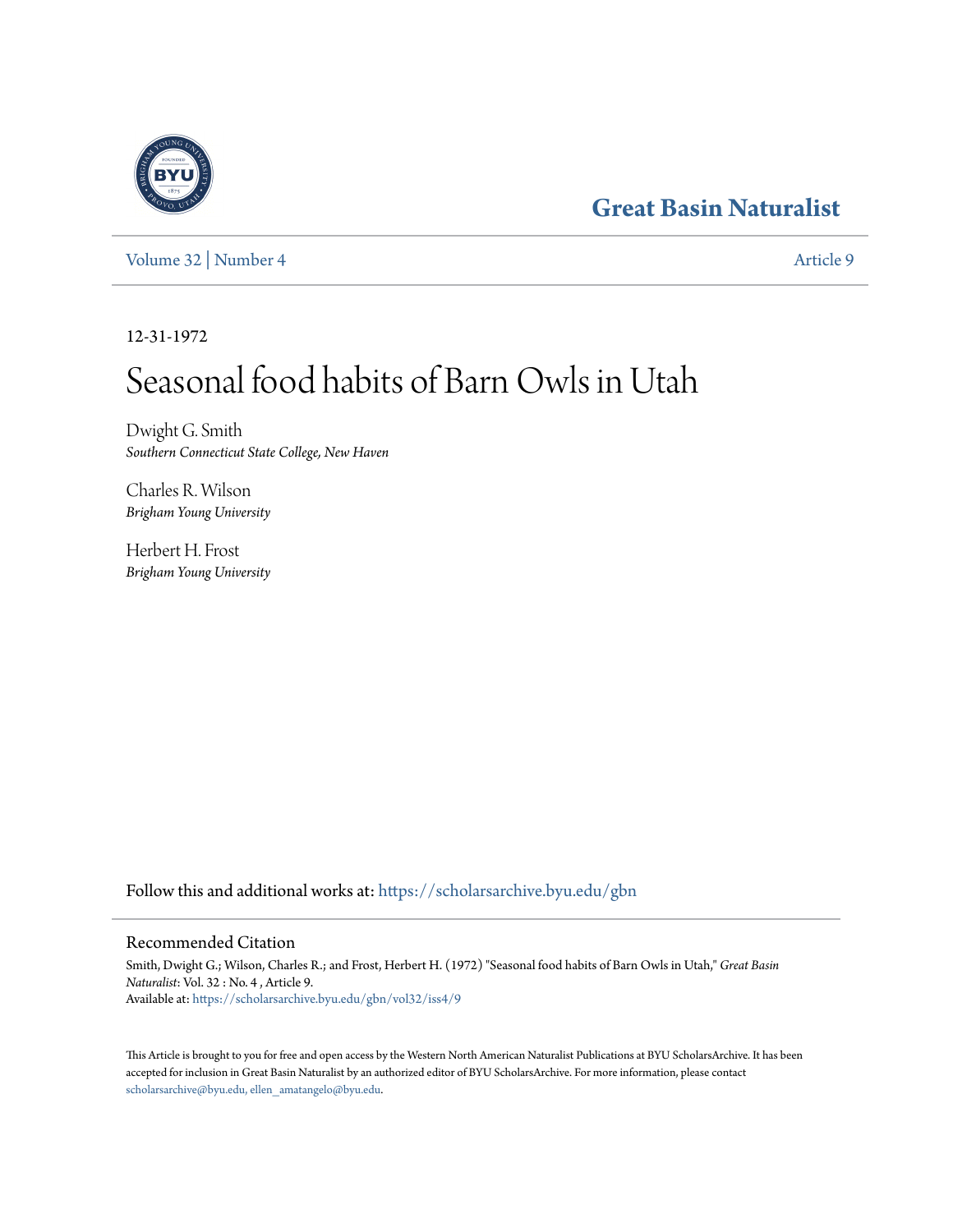# Great Basin Naturalist

Volume 32 | Number 4 Article 9

12-31-1972

# Seasonal food habits of Barn Owls in Utah

Dwight G. Smith
*Southern Connecticut State College, New Haven*

Charles R. Wilson
*Brigham Young University*

Herbert H. Frost
*Brigham Young University*

Follow this and additional works at: https://scholarsarchive.byu.edu/gbn

## Recommended Citation

Smith, Dwight G.; Wilson, Charles R.; and Frost, Herbert H. (1972) "Seasonal food habits of Barn Owls in Utah," *Great Basin Naturalist*: Vol. 32 : No. 4 , Article 9.
Available at: https://scholarsarchive.byu.edu/gbn/vol32/iss4/9

This Article is brought to you for free and open access by the Western North American Naturalist Publications at BYU ScholarsArchive. It has been accepted for inclusion in Great Basin Naturalist by an authorized editor of BYU ScholarsArchive. For more information, please contact scholarsarchive@byu.edu, ellen_amatangelo@byu.edu.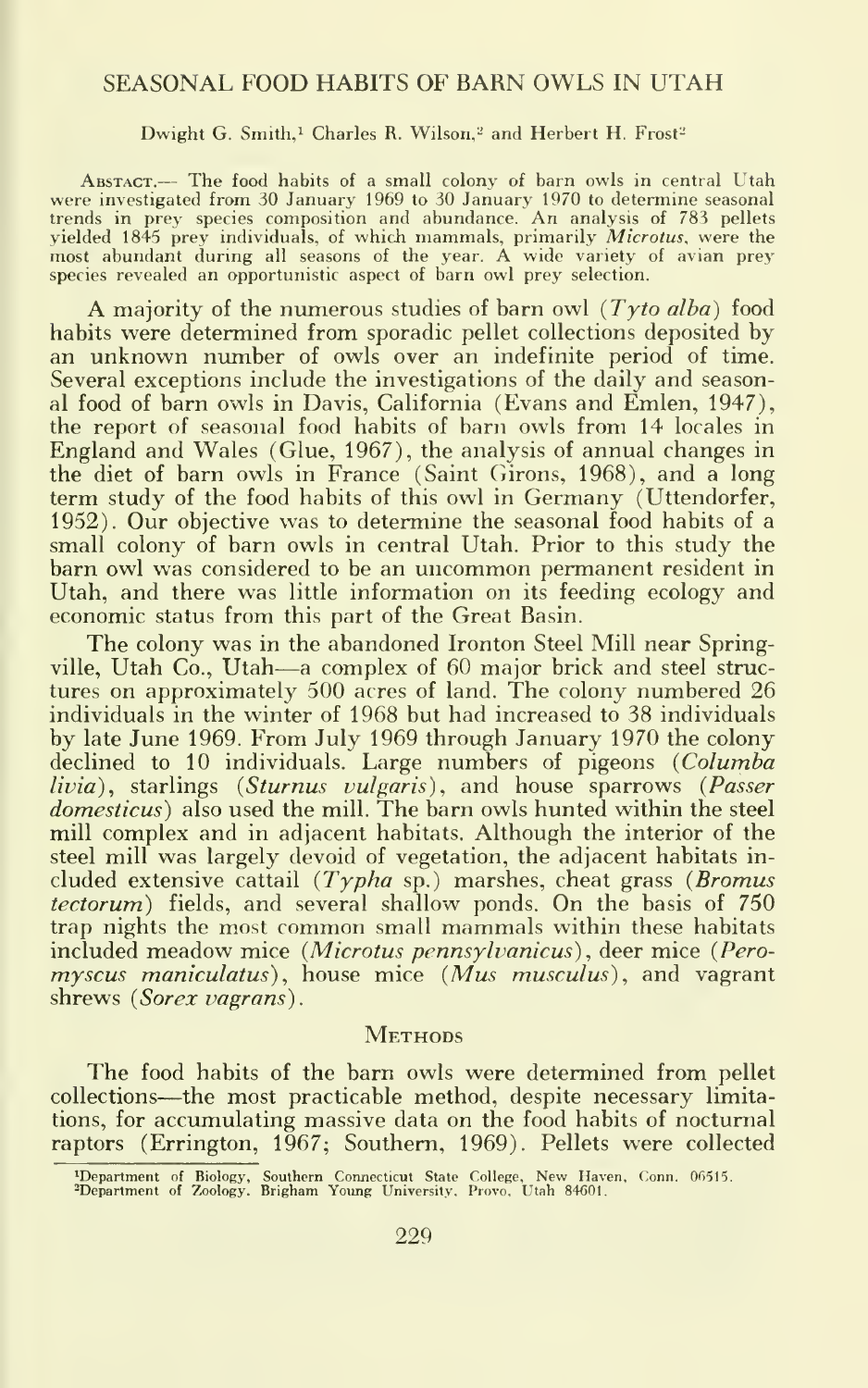## SEASONAL FOOD HABITS OF BARN OWLS IN UTAH

Dwight G. Smith,[1] Charles R. Wilson,[2] and Herbert H. Frost[2]

Abstract.— The food habits of a small colony of barn owls in central Utah were investigated from 30 January 1969 to 30 January 1970 to determine seasonal trends in prey species composition and abundance. An analysis of 783 pellets yielded 1845 prey individuals, of which mammals, primarily *Microtus*, were the most abundant during all seasons of the year. A wide variety of avian prey species revealed an opportunistic aspect of barn owl prey selection.

A majority of the numerous studies of barn owl (*Tyto alba*) food habits were determined from sporadic pellet collections deposited by an unknown number of owls over an indefinite period of time. Several exceptions include the investigations of the daily and seasonal food of barn owls in Davis, California (Evans and Emlen, 1947), the report of seasonal food habits of barn owls from 14 locales in England and Wales (Glue, 1967), the analysis of annual changes in the diet of barn owls in France (Saint Girons, 1968), and a long term study of the food habits of this owl in Germany (Uttendorfer, 1952). Our objective was to determine the seasonal food habits of a small colony of barn owls in central Utah. Prior to this study the barn owl was considered to be an uncommon permanent resident in Utah, and there was little information on its feeding ecology and economic status from this part of the Great Basin.

The colony was in the abandoned Ironton Steel Mill near Springville, Utah Co., Utah—a complex of 60 major brick and steel structures on approximately 500 acres of land. The colony numbered 26 individuals in the winter of 1968 but had increased to 38 individuals by late June 1969. From July 1969 through January 1970 the colony declined to 10 individuals. Large numbers of pigeons (*Columba livia*), starlings (*Sturnus vulgaris*), and house sparrows (*Passer domesticus*) also used the mill. The barn owls hunted within the steel mill complex and in adjacent habitats. Although the interior of the steel mill was largely devoid of vegetation, the adjacent habitats included extensive cattail (*Typha* sp.) marshes, cheat grass (*Bromus tectorum*) fields, and several shallow ponds. On the basis of 750 trap nights the most common small mammals within these habitats included meadow mice (*Microtus pennsylvanicus*), deer mice (*Peromyscus maniculatus*), house mice (*Mus musculus*), and vagrant shrews (*Sorex vagrans*).

### Methods

The food habits of the barn owls were determined from pellet collections—the most practicable method, despite necessary limitations, for accumulating massive data on the food habits of nocturnal raptors (Errington, 1967; Southern, 1969). Pellets were collected

[1]Department of Biology, Southern Connecticut State College, New Haven, Conn. 06515.
[2]Department of Zoology, Brigham Young University, Provo, Utah 84601.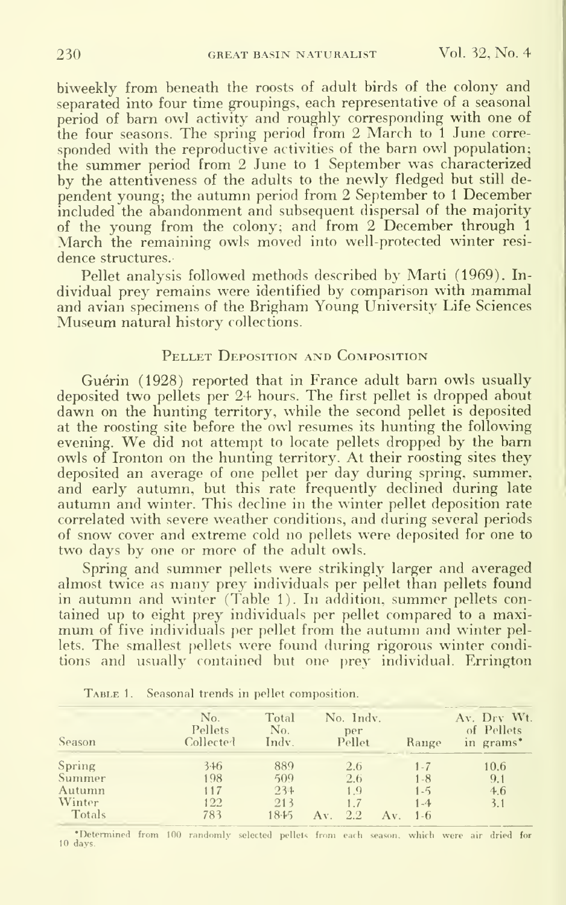biweekly from beneath the roosts of adult birds of the colony and separated into four time groupings, each representative of a seasonal period of barn owl activity and roughly corresponding with one of the four seasons. The spring period from 2 March to 1 June corresponded with the reproductive activities of the barn owl population; the summer period from 2 June to 1 September was characterized by the attentiveness of the adults to the newly fledged but still dependent young; the autumn period from 2 September to 1 December included the abandonment and subsequent dispersal of the majority of the young from the colony; and from 2 December through 1 March the remaining owls moved into well-protected winter residence structures.

Pellet analysis followed methods described by Marti (1969). Individual prey remains were identified by comparison with mammal and avian specimens of the Brigham Young University Life Sciences Museum natural history collections.

## Pellet Deposition and Composition

Guérin (1928) reported that in France adult barn owls usually deposited two pellets per 24 hours. The first pellet is dropped about dawn on the hunting territory, while the second pellet is deposited at the roosting site before the owl resumes its hunting the following evening. We did not attempt to locate pellets dropped by the barn owls of Ironton on the hunting territory. At their roosting sites they deposited an average of one pellet per day during spring, summer, and early autumn, but this rate frequently declined during late autumn and winter. This decline in the winter pellet deposition rate correlated with severe weather conditions, and during several periods of snow cover and extreme cold no pellets were deposited for one to two days by one or more of the adult owls.

Spring and summer pellets were strikingly larger and averaged almost twice as many prey individuals per pellet than pellets found in autumn and winter (Table 1). In addition, summer pellets contained up to eight prey individuals per pellet compared to a maximum of five individuals per pellet from the autumn and winter pellets. The smallest pellets were found during rigorous winter conditions and usually contained but one prey individual. Errington

Table 1. Seasonal trends in pellet composition.

| Season | No. Pellets Collected | Total No. Indv. | No. Indv. per Pellet | Range | Av. Dry Wt. of Pellets in grams* |
|---|---|---|---|---|---|
| Spring | 346 | 889 | 2.6 | 1-7 | 10.6 |
| Summer | 198 | 509 | 2.6 | 1-8 | 9.1 |
| Autumn | 117 | 234 | 1.9 | 1-5 | 4.6 |
| Winter | 122 | 213 | 1.7 | 1-4 | 3.1 |
| Totals | 783 | 1845 | Av. 2.2 | Av. 1-6 | |

*Determined from 100 randomly selected pellets from each season, which were air dried for 10 days.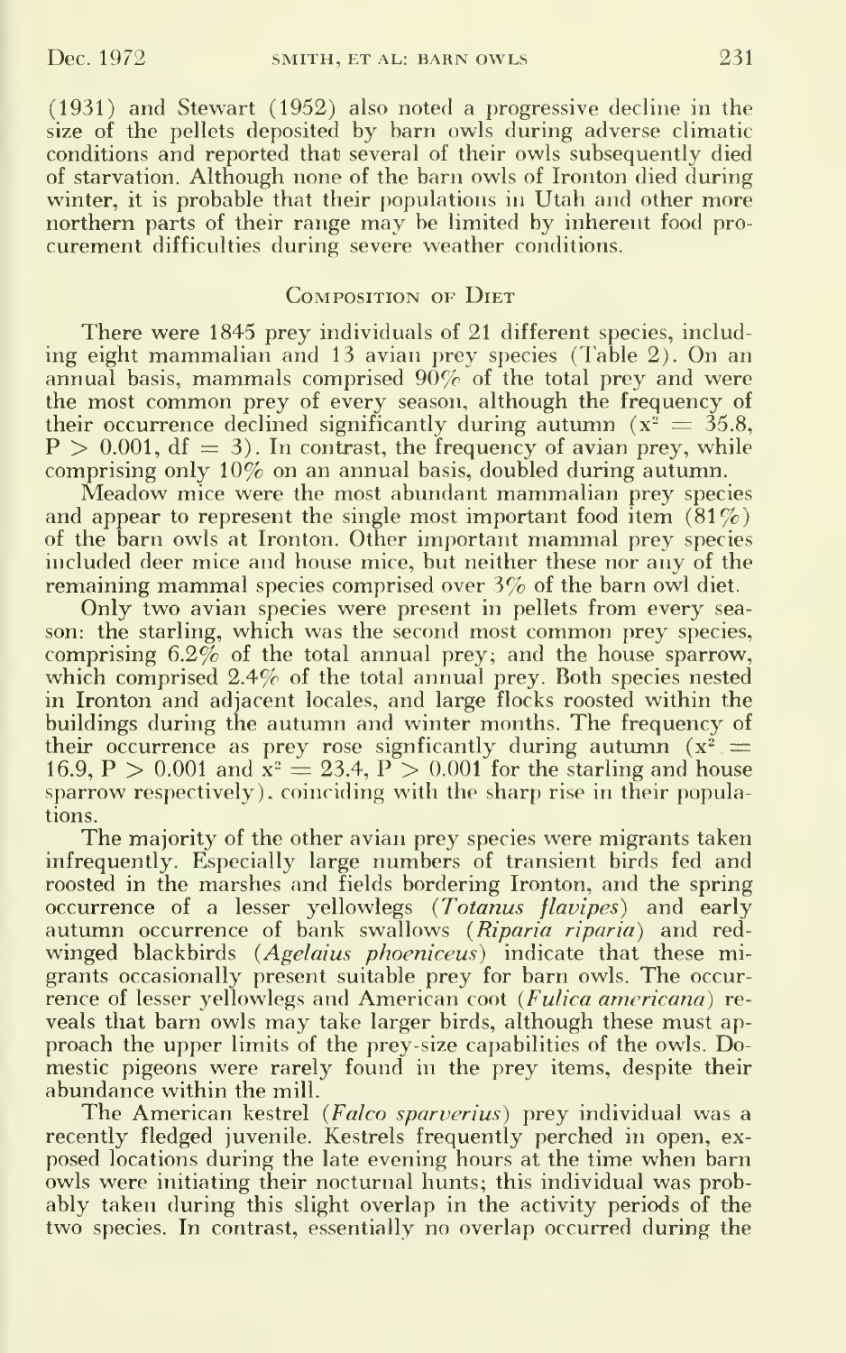(1931) and Stewart (1952) also noted a progressive decline in the size of the pellets deposited by barn owls during adverse climatic conditions and reported that several of their owls subsequently died of starvation. Although none of the barn owls of Ironton died during winter, it is probable that their populations in Utah and other more northern parts of their range may be limited by inherent food procurement difficulties during severe weather conditions.

## Composition of Diet

There were 1845 prey individuals of 21 different species, including eight mammalian and 13 avian prey species (Table 2). On an annual basis, mammals comprised 90% of the total prey and were the most common prey of every season, although the frequency of their occurrence declined significantly during autumn ($x^2 = 35.8$, $P > 0.001$, df $= 3$). In contrast, the frequency of avian prey, while comprising only 10% on an annual basis, doubled during autumn.

Meadow mice were the most abundant mammalian prey species and appear to represent the single most important food item (81%) of the barn owls at Ironton. Other important mammal prey species included deer mice and house mice, but neither these nor any of the remaining mammal species comprised over 3% of the barn owl diet.

Only two avian species were present in pellets from every season: the starling, which was the second most common prey species, comprising 6.2% of the total annual prey; and the house sparrow, which comprised 2.4% of the total annual prey. Both species nested in Ironton and adjacent locales, and large flocks roosted within the buildings during the autumn and winter months. The frequency of their occurrence as prey rose signficantly during autumn ($x^2 = 16.9$, $P > 0.001$ and $x^2 = 23.4$, $P > 0.001$ for the starling and house sparrow respectively), coinciding with the sharp rise in their populations.

The majority of the other avian prey species were migrants taken infrequently. Especially large numbers of transient birds fed and roosted in the marshes and fields bordering Ironton, and the spring occurrence of a lesser yellowlegs (*Totanus flavipes*) and early autumn occurrence of bank swallows (*Riparia riparia*) and red-winged blackbirds (*Agelaius phoeniceus*) indicate that these migrants occasionally present suitable prey for barn owls. The occurrence of lesser yellowlegs and American coot (*Fulica americana*) reveals that barn owls may take larger birds, although these must approach the upper limits of the prey-size capabilities of the owls. Domestic pigeons were rarely found in the prey items, despite their abundance within the mill.

The American kestrel (*Falco sparverius*) prey individual was a recently fledged juvenile. Kestrels frequently perched in open, exposed locations during the late evening hours at the time when barn owls were initiating their nocturnal hunts; this individual was probably taken during this slight overlap in the activity periods of the two species. In contrast, essentially no overlap occurred during the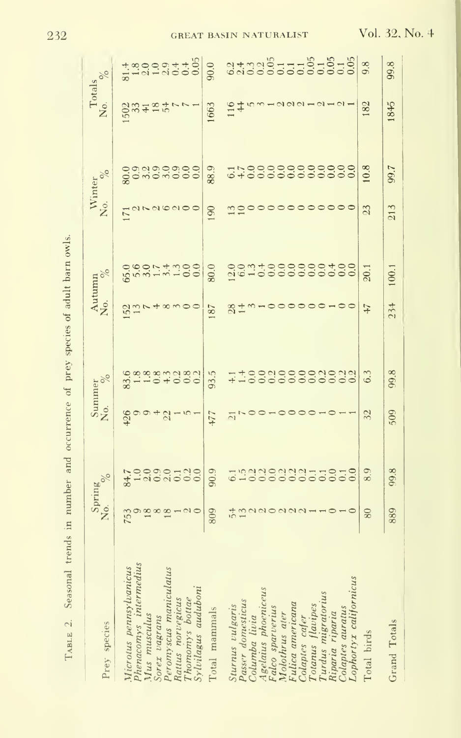Table 2. Seasonal trends in number and occurrence of prey species of adult barn owls.

| Prey species | Spring No. | Spring % | Summer No. | Summer % | Autumn No. | Autumn % | Winter No. | Winter % | Totals No. | Totals % |
|---|---|---|---|---|---|---|---|---|---|---|
| *Microtus pennsylvanicus* | 753 | 84.7 | 426 | 83.6 | 152 | 65.0 | 171 | 80.0 | 1502 | 81.4 |
| *Phenacomys intermedius* | 9 | 1.0 | 9 | 1.8 | 13 | 5.6 | 2 | 0.9 | 33 | 1.8 |
| *Mus musculus* | 18 | 2.0 | 9 | 1.8 | 7 | 3.0 | 7 | 3.2 | 41 | 2.0 |
| *Sorex vagrans* | 8 | 0.9 | 4 | 0.8 | 4 | 1.7 | 2 | 0.9 | 18 | 1.0 |
| *Peromyscus maniculatus* | 18 | 2.0 | 22 | 4.3 | 8 | 3.4 | 6 | 3.0 | 54 | 2.9 |
| *Rattus norvegicus* | 1 | 0.1 | 1 | 0.2 | 3 | 1.3 | 2 | 0.9 | 7 | 0.4 |
| *Thomomys bottae* | 2 | 0.2 | 5 | 0.8 | 0 | 0.0 | 0 | 0.0 | 7 | 0.4 |
| *Sylvilagus auduboni* | 0 | 0.0 | 1 | 0.2 | 0 | 0.0 | 0 | 0.0 | 1 | 0.05 |
| Total mammals | 809 | 90.9 | 477 | 93.5 | 187 | 80.0 | 190 | 88.9 | 1663 | 90.0 |
| *Sturnus vulgaris* | 54 | 6.1 | 21 | 4.1 | 28 | 12.0 | 13 | 6.1 | 116 | 6.2 |
| *Passer domesticus* | 13 | 1.5 | 7 | 1.4 | 14 | 6.0 | 10 | 4.7 | 44 | 2.4 |
| *Columba livia* | 2 | 0.2 | 0 | 0.0 | 3 | 1.3 | 0 | 0.0 | 5 | 0.3 |
| *Agelaius phoeniceus* | 2 | 0.2 | 0 | 0.0 | 1 | 0.4 | 0 | 0.0 | 3 | 0.2 |
| *Falco sparverius* | 0 | 0.0 | 1 | 0.2 | 0 | 0.0 | 0 | 0.0 | 1 | 0.05 |
| *Molothrus ater* | 2 | 0.2 | 0 | 0.0 | 0 | 0.0 | 0 | 0.0 | 2 | 0.1 |
| *Fulica americana* | 2 | 0.2 | 0 | 0.0 | 0 | 0.0 | 0 | 0.0 | 2 | 0.1 |
| *Colaptes cafer* | 2 | 0.2 | 0 | 0.0 | 0 | 0.0 | 0 | 0.0 | 2 | 0.1 |
| *Totanus flavipes* | 1 | 0.1 | 0 | 0.0 | 0 | 0.0 | 0 | 0.0 | 1 | 0.05 |
| *Turdus migratorius* | 1 | 0.1 | 1 | 0.2 | 0 | 0.0 | 0 | 0.0 | 2 | 0.1 |
| *Riparia riparia* | 0 | 0.0 | 0 | 0.0 | 1 | 0.4 | 0 | 0.0 | 1 | 0.05 |
| *Colaptes auratus* | 1 | 0.1 | 1 | 0.2 | 0 | 0.0 | 0 | 0.0 | 2 | 0.1 |
| *Lophortyx californicus* | 0 | 0.0 | 1 | 0.2 | 0 | 0.0 | 0 | 0.0 | 1 | 0.05 |
| Total birds | 80 | 8.9 | 32 | 6.3 | 47 | 20.1 | 23 | 10.8 | 182 | 9.8 |
| Grand Totals | 889 | 99.8 | 509 | 99.8 | 234 | 100.1 | 213 | 99.7 | 1845 | 99.8 |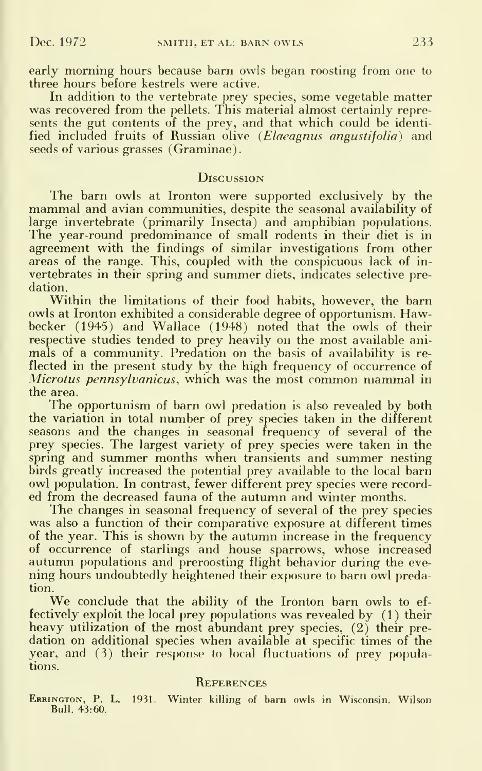early morning hours because barn owls began roosting from one to three hours before kestrels were active.

In addition to the vertebrate prey species, some vegetable matter was recovered from the pellets. This material almost certainly represents the gut contents of the prey, and that which could be identified included fruits of Russian olive (*Elaeagnus angustifolia*) and seeds of various grasses (Graminae).

## Discussion

The barn owls at Ironton were supported exclusively by the mammal and avian communities, despite the seasonal availability of large invertebrate (primarily Insecta) and amphibian populations. The year-round predominance of small rodents in their diet is in agreement with the findings of similar investigations from other areas of the range. This, coupled with the conspicuous lack of invertebrates in their spring and summer diets, indicates selective predation.

Within the limitations of their food habits, however, the barn owls at Ironton exhibited a considerable degree of opportunism. Hawbecker (1945) and Wallace (1948) noted that the owls of their respective studies tended to prey heavily on the most available animals of a community. Predation on the basis of availability is reflected in the present study by the high frequency of occurrence of *Microtus pennsylvanicus*, which was the most common mammal in the area.

The opportunism of barn owl predation is also revealed by both the variation in total number of prey species taken in the different seasons and the changes in seasonal frequency of several of the prey species. The largest variety of prey species were taken in the spring and summer months when transients and summer nesting birds greatly increased the potential prey available to the local barn owl population. In contrast, fewer different prey species were recorded from the decreased fauna of the autumn and winter months.

The changes in seasonal frequency of several of the prey species was also a function of their comparative exposure at different times of the year. This is shown by the autumn increase in the frequency of occurrence of starlings and house sparrows, whose increased autumn populations and preroosting flight behavior during the evening hours undoubtedly heightened their exposure to barn owl predation.

We conclude that the ability of the Ironton barn owls to effectively exploit the local prey populations was revealed by (1) their heavy utilization of the most abundant prey species, (2) their predation on additional species when available at specific times of the year, and (3) their response to local fluctuations of prey populations.

## References

Errington, P. L. 1931. Winter killing of barn owls in Wisconsin. Wilson Bull. 43:60.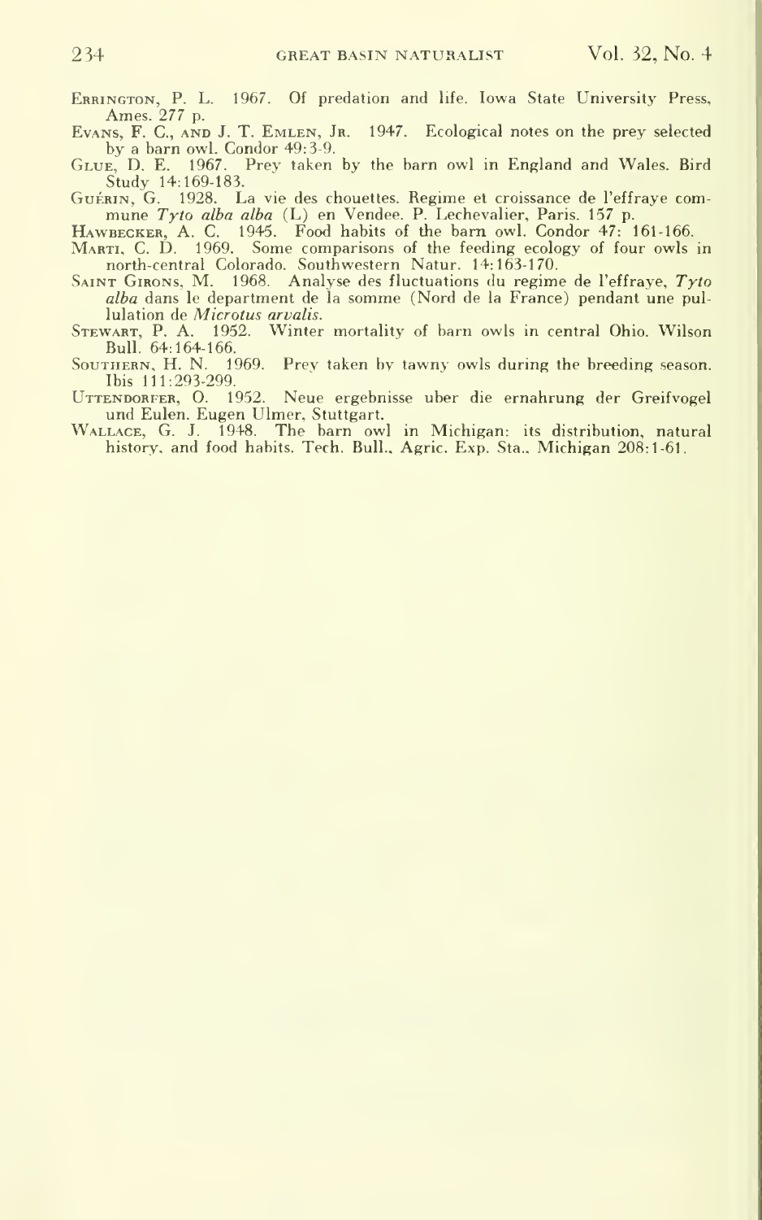Errington, P. L. 1967. Of predation and life. Iowa State University Press, Ames. 277 p.

Evans, F. C., and J. T. Emlen, Jr. 1947. Ecological notes on the prey selected by a barn owl. Condor 49:3-9.

Glue, D. E. 1967. Prey taken by the barn owl in England and Wales. Bird Study 14:169-183.

Guérin, G. 1928. La vie des chouettes. Regime et croissance de l'effraye commune *Tyto alba alba* (L) en Vendee. P. Lechevalier, Paris. 157 p.

Hawbecker, A. C. 1945. Food habits of the barn owl. Condor 47: 161-166.

Marti, C. D. 1969. Some comparisons of the feeding ecology of four owls in north-central Colorado. Southwestern Natur. 14:163-170.

Saint Girons, M. 1968. Analyse des fluctuations du regime de l'effraye, *Tyto alba* dans le department de la somme (Nord de la France) pendant une pullulation de *Microtus arvalis*.

Stewart, P. A. 1952. Winter mortality of barn owls in central Ohio. Wilson Bull. 64:164-166.

Southern, H. N. 1969. Prey taken by tawny owls during the breeding season. Ibis 111:293-299.

Uttendorfer, O. 1952. Neue ergebnisse uber die ernahrung der Greifvogel und Eulen. Eugen Ulmer, Stuttgart.

Wallace, G. J. 1948. The barn owl in Michigan: its distribution, natural history, and food habits. Tech. Bull., Agric. Exp. Sta., Michigan 208:1-61.